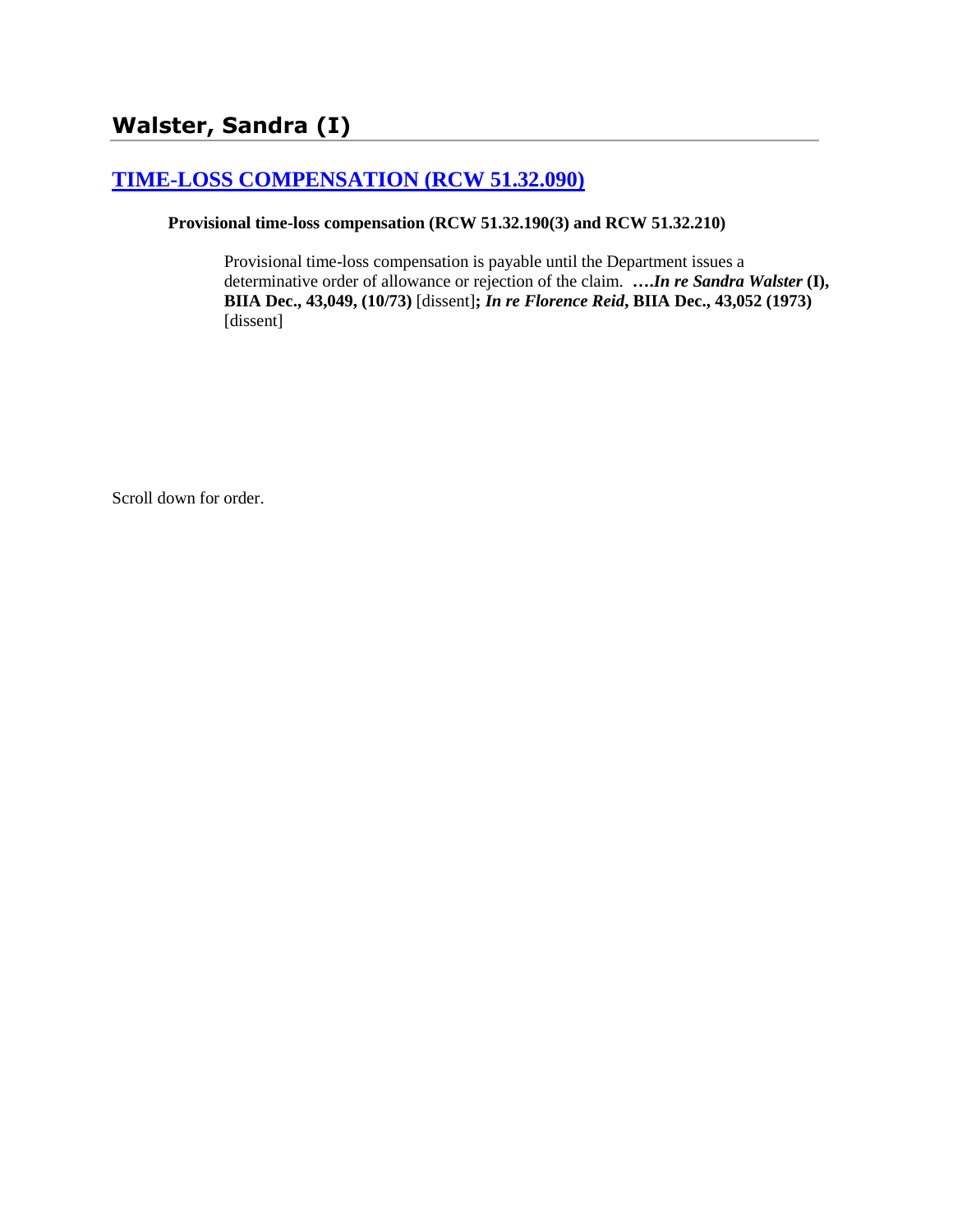# Walster, Sandra (I)

## [TIME-LOSS COMPENSATION (RCW 51.32.090)]

**Provisional time-loss compensation (RCW 51.32.190(3) and RCW 51.32.210)**

Provisional time-loss compensation is payable until the Department issues a determinative order of allowance or rejection of the claim. **….*In re Sandra Walster* (I), BIIA Dec., 43,049, (10/73)** [dissent]**; *In re Florence Reid*, BIIA Dec., 43,052 (1973)** [dissent]

Scroll down for order.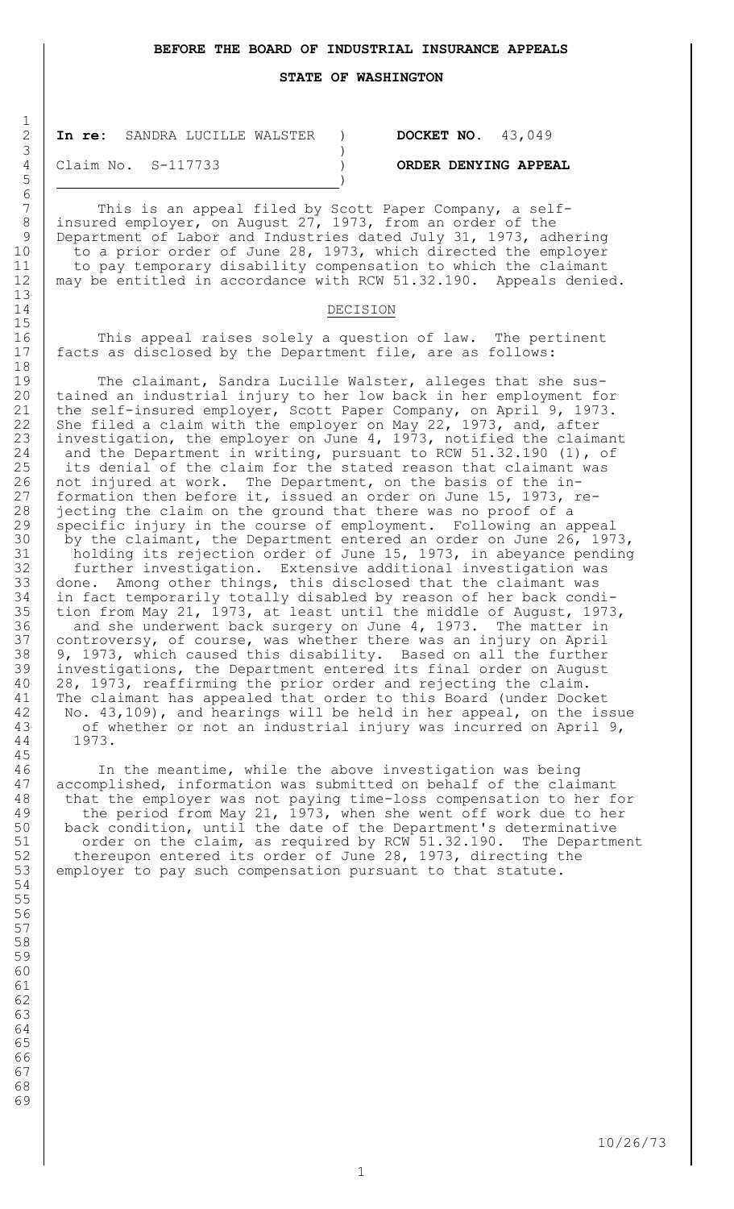**BEFORE THE BOARD OF INDUSTRIAL INSURANCE APPEALS**

**STATE OF WASHINGTON**

| | |
|---|---|
| **In re:** SANDRA LUCILLE WALSTER | **DOCKET NO.** 43,049 |
| Claim No. S-117733 | **ORDER DENYING APPEAL** |

This is an appeal filed by Scott Paper Company, a self-insured employer, on August 27, 1973, from an order of the Department of Labor and Industries dated July 31, 1973, adhering to a prior order of June 28, 1973, which directed the employer to pay temporary disability compensation to which the claimant may be entitled in accordance with RCW 51.32.190. Appeals denied.

## DECISION

This appeal raises solely a question of law. The pertinent facts as disclosed by the Department file, are as follows:

The claimant, Sandra Lucille Walster, alleges that she sustained an industrial injury to her low back in her employment for the self-insured employer, Scott Paper Company, on April 9, 1973. She filed a claim with the employer on May 22, 1973, and, after investigation, the employer on June 4, 1973, notified the claimant and the Department in writing, pursuant to RCW 51.32.190 (1), of its denial of the claim for the stated reason that claimant was not injured at work. The Department, on the basis of the information then before it, issued an order on June 15, 1973, rejecting the claim on the ground that there was no proof of a specific injury in the course of employment. Following an appeal by the claimant, the Department entered an order on June 26, 1973, holding its rejection order of June 15, 1973, in abeyance pending further investigation. Extensive additional investigation was done. Among other things, this disclosed that the claimant was in fact temporarily totally disabled by reason of her back condition from May 21, 1973, at least until the middle of August, 1973, and she underwent back surgery on June 4, 1973. The matter in controversy, of course, was whether there was an injury on April 9, 1973, which caused this disability. Based on all the further investigations, the Department entered its final order on August 28, 1973, reaffirming the prior order and rejecting the claim. The claimant has appealed that order to this Board (under Docket No. 43,109), and hearings will be held in her appeal, on the issue of whether or not an industrial injury was incurred on April 9, 1973.

In the meantime, while the above investigation was being accomplished, information was submitted on behalf of the claimant that the employer was not paying time-loss compensation to her for the period from May 21, 1973, when she went off work due to her back condition, until the date of the Department's determinative order on the claim, as required by RCW 51.32.190. The Department thereupon entered its order of June 28, 1973, directing the employer to pay such compensation pursuant to that statute.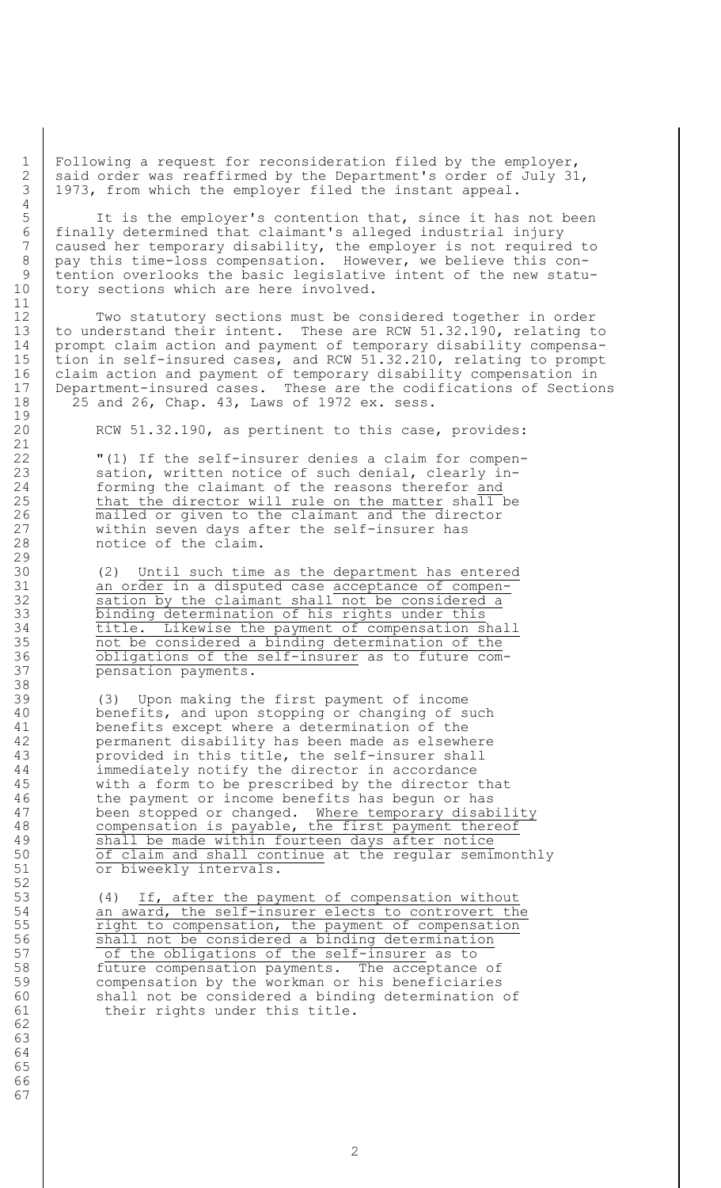Following a request for reconsideration filed by the employer, said order was reaffirmed by the Department's order of July 31, 1973, from which the employer filed the instant appeal.

It is the employer's contention that, since it has not been finally determined that claimant's alleged industrial injury caused her temporary disability, the employer is not required to pay this time-loss compensation. However, we believe this contention overlooks the basic legislative intent of the new statutory sections which are here involved.

Two statutory sections must be considered together in order to understand their intent. These are RCW 51.32.190, relating to prompt claim action and payment of temporary disability compensation in self-insured cases, and RCW 51.32.210, relating to prompt claim action and payment of temporary disability compensation in Department-insured cases. These are the codifications of Sections 25 and 26, Chap. 43, Laws of 1972 ex. sess.

RCW 51.32.190, as pertinent to this case, provides:

> "(1) If the self-insurer denies a claim for compensation, written notice of such denial, clearly informing the claimant of the reasons therefor <u>and that the director will rule on the matter</u> shall be mailed or given to the claimant and the director within seven days after the self-insurer has notice of the claim.
>
> (2) <u>Until such time as the department has entered an order</u> in a disputed case <u>acceptance of compensation by the claimant shall not be considered a binding determination of his rights under this title. Likewise the payment of compensation shall not be considered a binding determination of the obligations of the self-insurer</u> as to future compensation payments.
>
> (3) Upon making the first payment of income benefits, and upon stopping or changing of such benefits except where a determination of the permanent disability has been made as elsewhere provided in this title, the self-insurer shall immediately notify the director in accordance with a form to be prescribed by the director that the payment or income benefits has begun or has been stopped or changed. <u>Where temporary disability compensation is payable, the first payment thereof shall be made within fourteen days after notice of claim and shall continue</u> at the regular semimonthly or biweekly intervals.
>
> (4) <u>If, after the payment of compensation without an award, the self-insurer elects to controvert the right to compensation, the payment of compensation shall not be considered a binding determination of the obligations of the self-insurer</u> as to future compensation payments. The acceptance of compensation by the workman or his beneficiaries shall not be considered a binding determination of their rights under this title.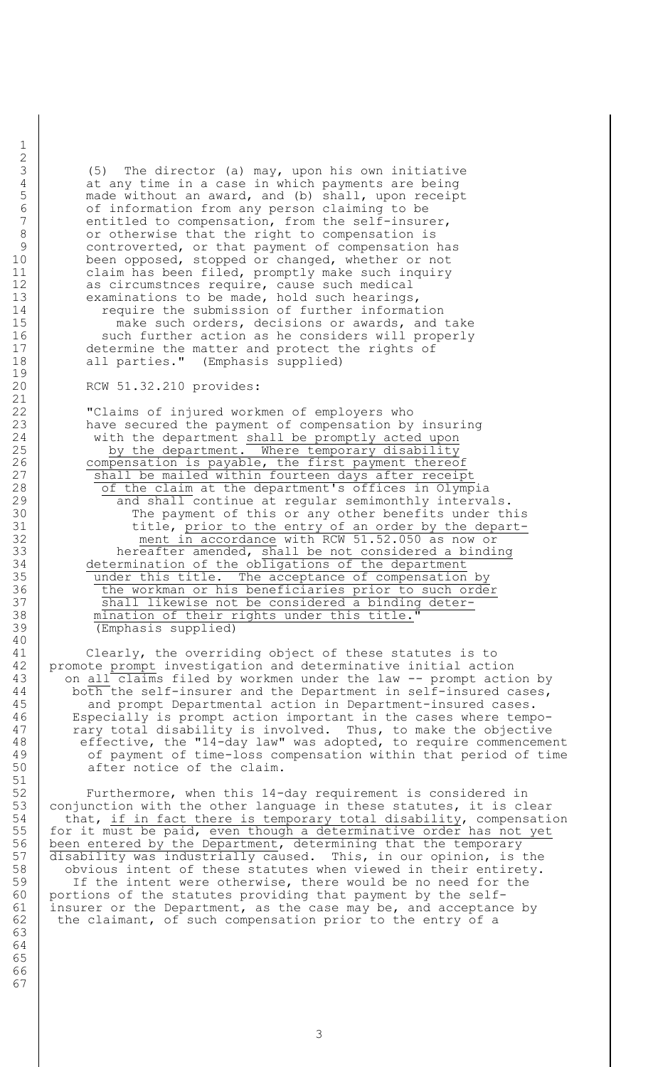(5) The director (a) may, upon his own initiative at any time in a case in which payments are being made without an award, and (b) shall, upon receipt of information from any person claiming to be entitled to compensation, from the self-insurer, or otherwise that the right to compensation is controverted, or that payment of compensation has been opposed, stopped or changed, whether or not claim has been filed, promptly make such inquiry as circumstnces require, cause such medical examinations to be made, hold such hearings, require the submission of further information make such orders, decisions or awards, and take such further action as he considers will properly determine the matter and protect the rights of all parties." (Emphasis supplied)

RCW 51.32.210 provides:

"Claims of injured workmen of employers who have secured the payment of compensation by insuring with the department <u>shall be promptly acted upon by the department. Where temporary disability compensation is payable, the first payment thereof shall be mailed within fourteen days after receipt of the claim</u> at the department's offices in Olympia <u>and shall continue at regular semimonthly intervals.</u> The payment of this or any other benefits under this title, <u>prior to the entry of an order by the department in accordance</u> with RCW 51.52.050 as now or hereafter amended, <u>shall be not considered a binding determination of the obligations of the department under this title. The acceptance of compensation by the workman or his beneficiaries prior to such order shall likewise not be considered a binding determination of their rights under this title.</u>" (Emphasis supplied)

Clearly, the overriding object of these statutes is to promote <u>prompt</u> investigation and determinative initial action on <u>all</u> claims filed by workmen under the law -- prompt action by both the self-insurer and the Department in self-insured cases, and prompt Departmental action in Department-insured cases. Especially is prompt action important in the cases where temporary total disability is involved. Thus, to make the objective effective, the "14-day law" was adopted, to require commencement of payment of time-loss compensation within that period of time after notice of the claim.

Furthermore, when this 14-day requirement is considered in conjunction with the other language in these statutes, it is clear that, <u>if in fact there is temporary total disability</u>, compensation for it must be paid, <u>even though a determinative order has not yet been entered by the Department</u>, determining that the temporary disability was industrially caused. This, in our opinion, is the obvious intent of these statutes when viewed in their entirety. If the intent were otherwise, there would be no need for the portions of the statutes providing that payment by the self-insurer or the Department, as the case may be, and acceptance by the claimant, of such compensation prior to the entry of a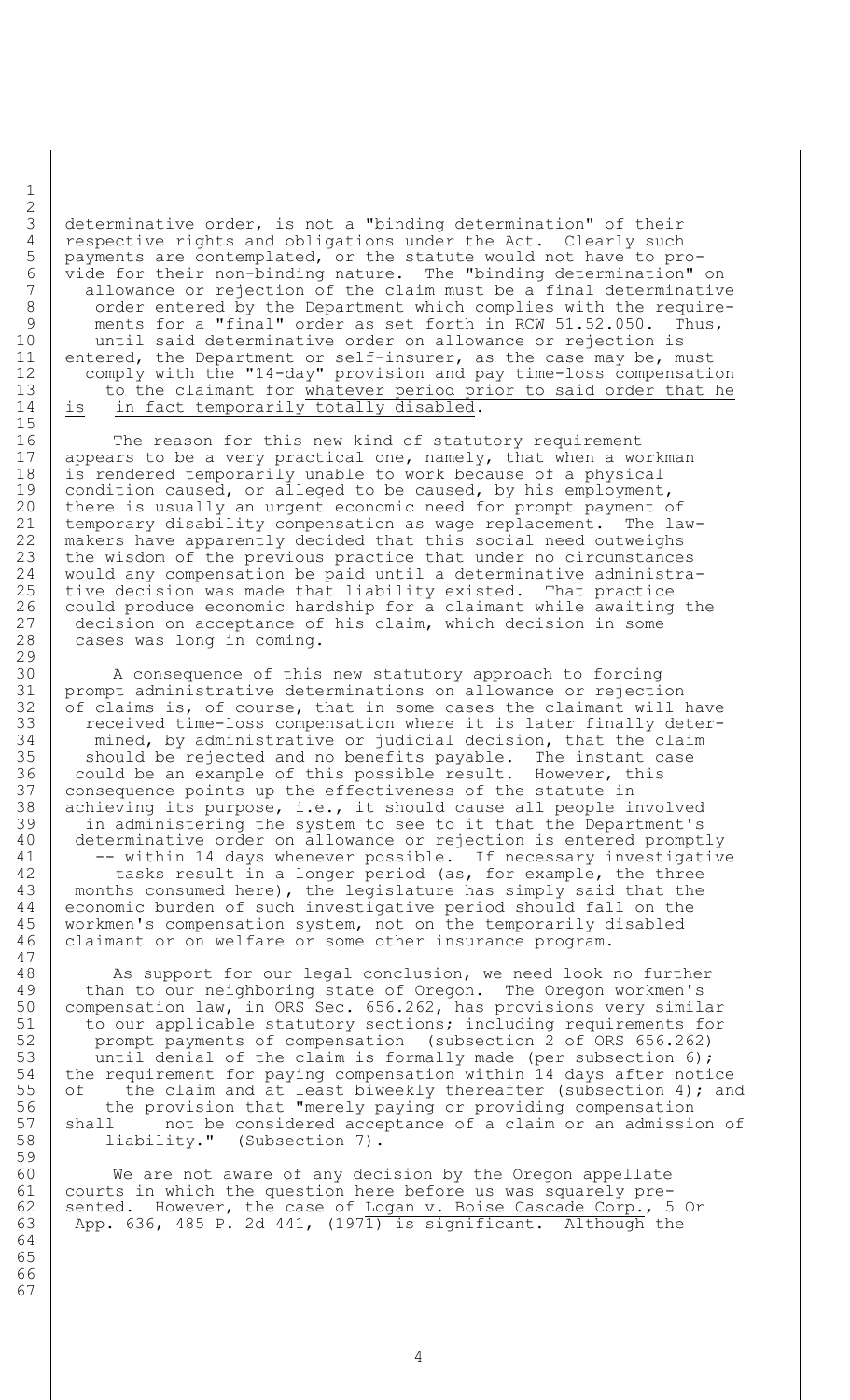determinative order, is not a "binding determination" of their respective rights and obligations under the Act. Clearly such payments are contemplated, or the statute would not have to provide for their non-binding nature. The "binding determination" on allowance or rejection of the claim must be a final determinative order entered by the Department which complies with the requirements for a "final" order as set forth in RCW 51.52.050. Thus, until said determinative order on allowance or rejection is entered, the Department or self-insurer, as the case may be, must comply with the "14-day" provision and pay time-loss compensation to the claimant for <u>whatever period prior to said order that he is in fact temporarily totally disabled</u>.

The reason for this new kind of statutory requirement appears to be a very practical one, namely, that when a workman is rendered temporarily unable to work because of a physical condition caused, or alleged to be caused, by his employment, there is usually an urgent economic need for prompt payment of temporary disability compensation as wage replacement. The lawmakers have apparently decided that this social need outweighs the wisdom of the previous practice that under no circumstances would any compensation be paid until a determinative administrative decision was made that liability existed. That practice could produce economic hardship for a claimant while awaiting the decision on acceptance of his claim, which decision in some cases was long in coming.

A consequence of this new statutory approach to forcing prompt administrative determinations on allowance or rejection of claims is, of course, that in some cases the claimant will have received time-loss compensation where it is later finally determined, by administrative or judicial decision, that the claim should be rejected and no benefits payable. The instant case could be an example of this possible result. However, this consequence points up the effectiveness of the statute in achieving its purpose, i.e., it should cause all people involved in administering the system to see to it that the Department's determinative order on allowance or rejection is entered promptly -- within 14 days whenever possible. If necessary investigative tasks result in a longer period (as, for example, the three months consumed here), the legislature has simply said that the economic burden of such investigative period should fall on the workmen's compensation system, not on the temporarily disabled claimant or on welfare or some other insurance program.

As support for our legal conclusion, we need look no further than to our neighboring state of Oregon. The Oregon workmen's compensation law, in ORS Sec. 656.262, has provisions very similar to our applicable statutory sections; including requirements for prompt payments of compensation (subsection 2 of ORS 656.262) until denial of the claim is formally made (per subsection 6); the requirement for paying compensation within 14 days after notice of the claim and at least biweekly thereafter (subsection 4); and the provision that "merely paying or providing compensation shall not be considered acceptance of a claim or an admission of liability." (Subsection 7).

We are not aware of any decision by the Oregon appellate courts in which the question here before us was squarely presented. However, the case of <u>Logan v. Boise Cascade Corp.</u>, 5 Or App. 636, 485 P. 2d 441, (1971) is significant. Although the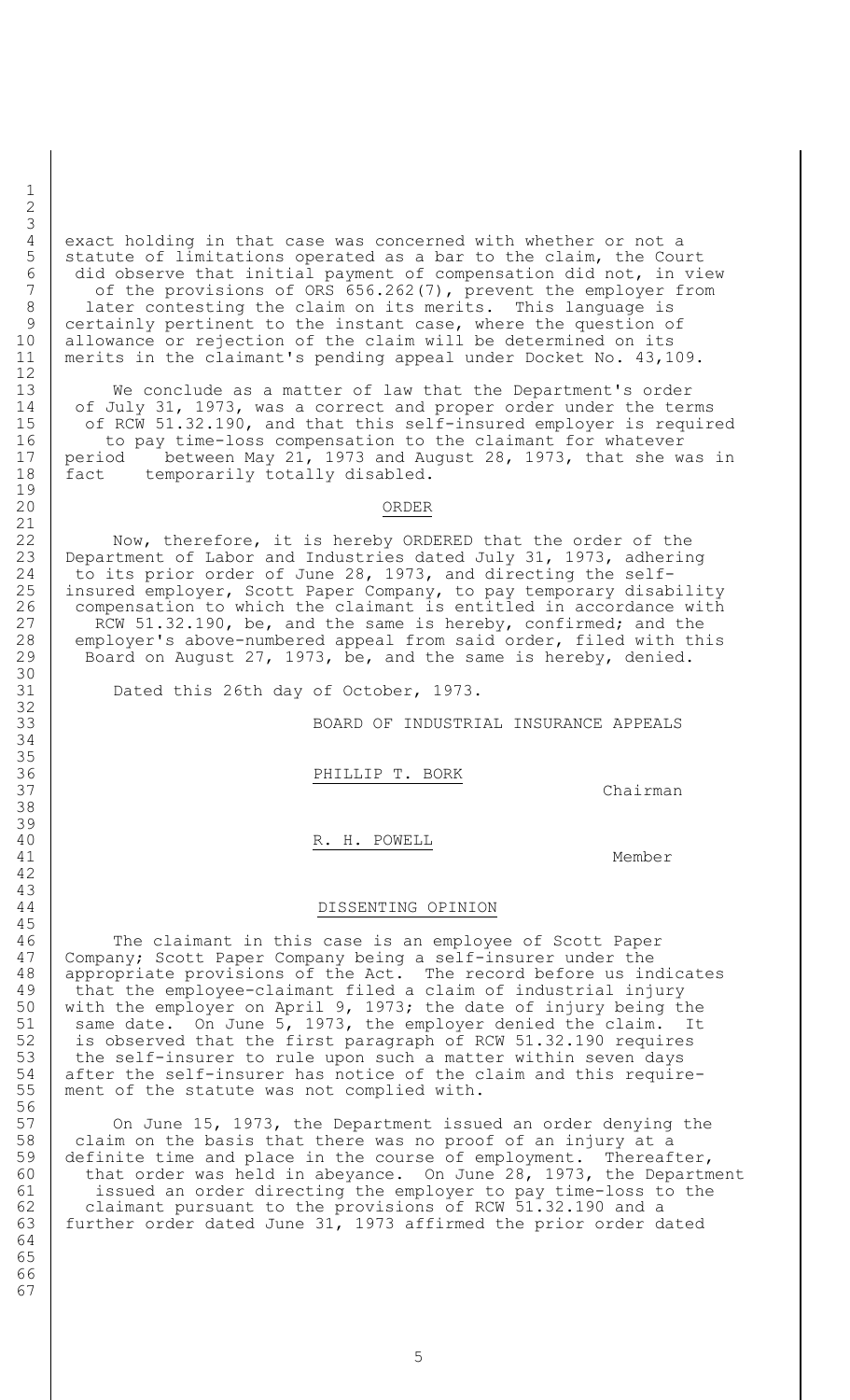exact holding in that case was concerned with whether or not a statute of limitations operated as a bar to the claim, the Court did observe that initial payment of compensation did not, in view of the provisions of ORS 656.262(7), prevent the employer from later contesting the claim on its merits. This language is certainly pertinent to the instant case, where the question of allowance or rejection of the claim will be determined on its merits in the claimant's pending appeal under Docket No. 43,109.

We conclude as a matter of law that the Department's order of July 31, 1973, was a correct and proper order under the terms of RCW 51.32.190, and that this self-insured employer is required to pay time-loss compensation to the claimant for whatever period between May 21, 1973 and August 28, 1973, that she was in fact temporarily totally disabled.

## ORDER

Now, therefore, it is hereby ORDERED that the order of the Department of Labor and Industries dated July 31, 1973, adhering to its prior order of June 28, 1973, and directing the self-insured employer, Scott Paper Company, to pay temporary disability compensation to which the claimant is entitled in accordance with RCW 51.32.190, be, and the same is hereby, confirmed; and the employer's above-numbered appeal from said order, filed with this Board on August 27, 1973, be, and the same is hereby, denied.

Dated this 26th day of October, 1973.

BOARD OF INDUSTRIAL INSURANCE APPEALS

PHILLIP T. BORK
Chairman

R. H. POWELL
Member

## DISSENTING OPINION

The claimant in this case is an employee of Scott Paper Company; Scott Paper Company being a self-insurer under the appropriate provisions of the Act. The record before us indicates that the employee-claimant filed a claim of industrial injury with the employer on April 9, 1973; the date of injury being the same date. On June 5, 1973, the employer denied the claim. It is observed that the first paragraph of RCW 51.32.190 requires the self-insurer to rule upon such a matter within seven days after the self-insurer has notice of the claim and this requirement of the statute was not complied with.

On June 15, 1973, the Department issued an order denying the claim on the basis that there was no proof of an injury at a definite time and place in the course of employment. Thereafter, that order was held in abeyance. On June 28, 1973, the Department issued an order directing the employer to pay time-loss to the claimant pursuant to the provisions of RCW 51.32.190 and a further order dated June 31, 1973 affirmed the prior order dated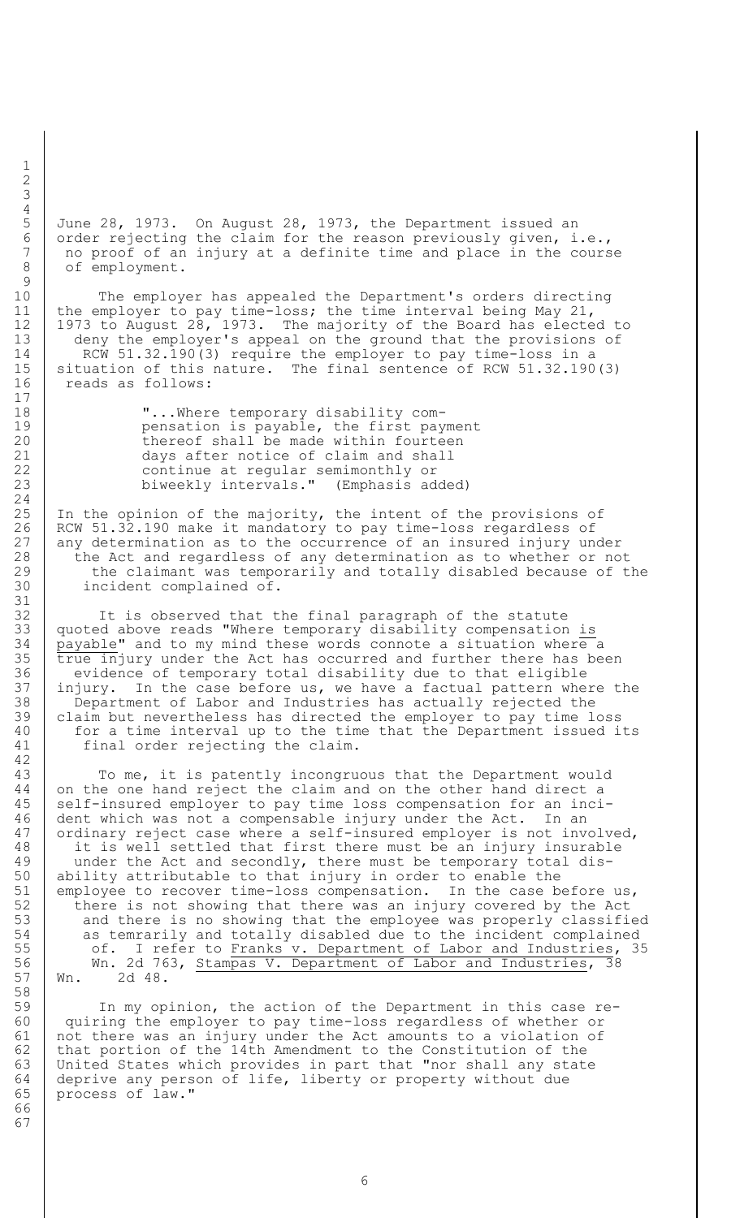June 28, 1973. On August 28, 1973, the Department issued an order rejecting the claim for the reason previously given, i.e., no proof of an injury at a definite time and place in the course of employment.

The employer has appealed the Department's orders directing the employer to pay time-loss; the time interval being May 21, 1973 to August 28, 1973. The majority of the Board has elected to deny the employer's appeal on the ground that the provisions of RCW 51.32.190(3) require the employer to pay time-loss in a situation of this nature. The final sentence of RCW 51.32.190(3) reads as follows:

> "...Where temporary disability compensation is payable, the first payment thereof shall be made within fourteen days after notice of claim and shall continue at regular semimonthly or biweekly intervals." (Emphasis added)

In the opinion of the majority, the intent of the provisions of RCW 51.32.190 make it mandatory to pay time-loss regardless of any determination as to the occurrence of an insured injury under the Act and regardless of any determination as to whether or not the claimant was temporarily and totally disabled because of the incident complained of.

It is observed that the final paragraph of the statute quoted above reads "Where temporary disability compensation <u>is payable</u>" and to my mind these words connote a situation where a <u>true in</u>jury under the Act has occurred and further there has been evidence of temporary total disability due to that eligible injury. In the case before us, we have a factual pattern where the Department of Labor and Industries has actually rejected the claim but nevertheless has directed the employer to pay time loss for a time interval up to the time that the Department issued its final order rejecting the claim.

To me, it is patently incongruous that the Department would on the one hand reject the claim and on the other hand direct a self-insured employer to pay time loss compensation for an incident which was not a compensable injury under the Act. In an ordinary reject case where a self-insured employer is not involved, it is well settled that first there must be an injury insurable under the Act and secondly, there must be temporary total disability attributable to that injury in order to enable the employee to recover time-loss compensation. In the case before us, there is not showing that there was an injury covered by the Act and there is no showing that the employee was properly classified as temrarily and totally disabled due to the incident complained of. I refer to <u>Franks v. Department of Labor and Industries</u>, 35 Wn. 2d 763, <u>Stampas V. Department of Labor and Industries</u>, 38 Wn. 2d 48.

In my opinion, the action of the Department in this case requiring the employer to pay time-loss regardless of whether or not there was an injury under the Act amounts to a violation of that portion of the 14th Amendment to the Constitution of the United States which provides in part that "nor shall any state deprive any person of life, liberty or property without due process of law."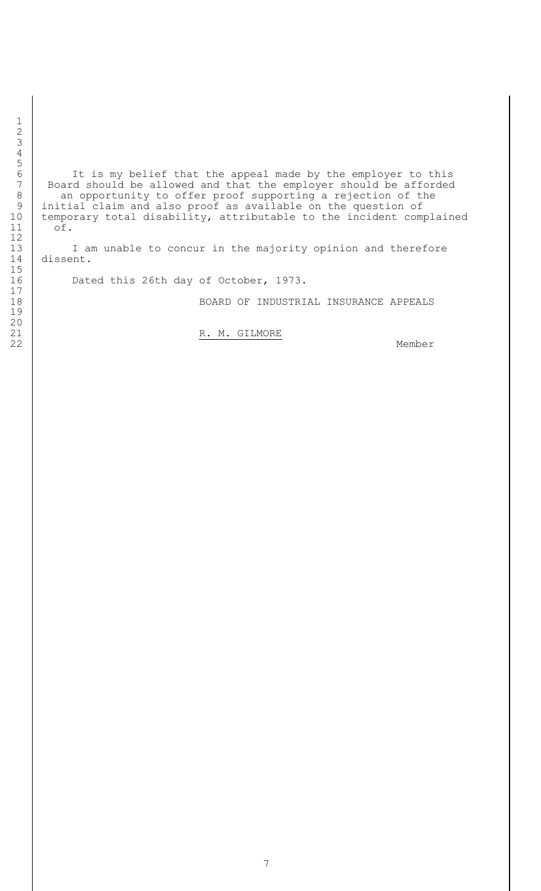It is my belief that the appeal made by the employer to this Board should be allowed and that the employer should be afforded an opportunity to offer proof supporting a rejection of the initial claim and also proof as available on the question of temporary total disability, attributable to the incident complained of.

I am unable to concur in the majority opinion and therefore dissent.

Dated this 26th day of October, 1973.

BOARD OF INDUSTRIAL INSURANCE APPEALS

R. M. GILMORE

Member